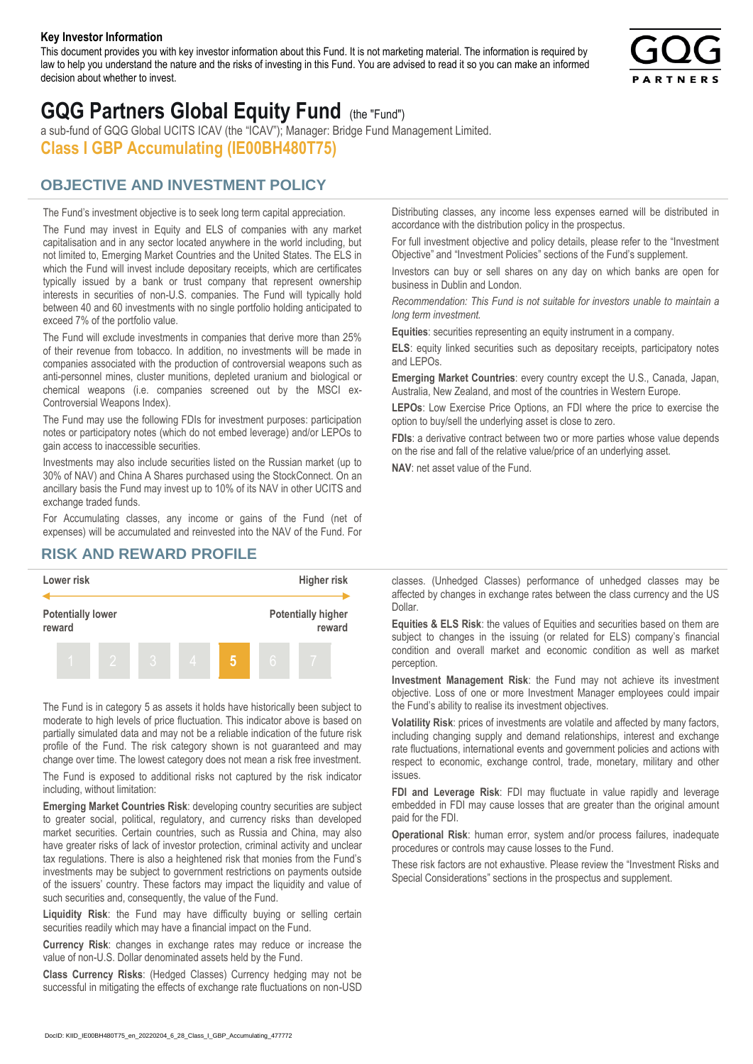**Key Investor Information**

This document provides you with key investor information about this Fund. It is not marketing material. The information is required by law to help you understand the nature and the risks of investing in this Fund. You are advised to read it so you can make an informed decision about whether to invest.

# GQG Partners Global Equity Fund (the "Fund")

a sub-fund of GQG Global UCITS ICAV (the "ICAV"); Manager: Bridge Fund Management Limited.

## Class I GBP Accumulating (IE00BH480T75)

## OBJECTIVE AND INVESTMENT POLICY

The Fund's investment objective is to seek long term capital appreciation.

The Fund may invest in Equity and ELS of companies with any market capitalisation and in any sector located anywhere in the world including, but not limited to, Emerging Market Countries and the United States. The ELS in which the Fund will invest include depositary receipts, which are certificates typically issued by a bank or trust company that represent ownership interests in securities of non-U.S. companies. The Fund will typically hold between 40 and 60 investments with no single portfolio holding anticipated to exceed 7% of the portfolio value.

The Fund will exclude investments in companies that derive more than 25% of their revenue from tobacco. In addition, no investments will be made in companies associated with the production of controversial weapons such as anti-personnel mines, cluster munitions, depleted uranium and biological or chemical weapons (i.e. companies screened out by the MSCI ex-Controversial Weapons Index).

The Fund may use the following FDIs for investment purposes: participation notes or participatory notes (which do not embed leverage) and/or LEPOs to gain access to inaccessible securities.

Investments may also include securities listed on the Russian market (up to 30% of NAV) and China A Shares purchased using the StockConnect. On an ancillary basis the Fund may invest up to 10% of its NAV in other UCITS and exchange traded funds.

For Accumulating classes, any income or gains of the Fund (net of expenses) will be accumulated and reinvested into the NAV of the Fund. For Distributing classes, any income less expenses earned will be distributed in accordance with the distribution policy in the prospectus.

For full investment objective and policy details, please refer to the "Investment Objective" and "Investment Policies" sections of the Fund's supplement.

Investors can buy or sell shares on any day on which banks are open for business in Dublin and London.

*Recommendation: This Fund is not suitable for investors unable to maintain a long term investment.*

**Equities**: securities representing an equity instrument in a company.

**ELS**: equity linked securities such as depositary receipts, participatory notes and LEPOs.

**Emerging Market Countries**: every country except the U.S., Canada, Japan, Australia, New Zealand, and most of the countries in Western Europe.

**LEPOs**: Low Exercise Price Options, an FDI where the price to exercise the option to buy/sell the underlying asset is close to zero.

**FDIs**: a derivative contract between two or more parties whose value depends on the rise and fall of the relative value/price of an underlying asset.

**NAV**: net asset value of the Fund.

## RISK AND REWARD PROFILE

Lower risk — Higher risk

Potentially lower reward — Potentially higher reward

1 2 3 4 **5** 6 7

The Fund is in category 5 as assets it holds have historically been subject to moderate to high levels of price fluctuation. This indicator above is based on partially simulated data and may not be a reliable indication of the future risk profile of the Fund. The risk category shown is not guaranteed and may change over time. The lowest category does not mean a risk free investment.

The Fund is exposed to additional risks not captured by the risk indicator including, without limitation:

**Emerging Market Countries Risk**: developing country securities are subject to greater social, political, regulatory, and currency risks than developed market securities. Certain countries, such as Russia and China, may also have greater risks of lack of investor protection, criminal activity and unclear tax regulations. There is also a heightened risk that monies from the Fund's investments may be subject to government restrictions on payments outside of the issuers' country. These factors may impact the liquidity and value of such securities and, consequently, the value of the Fund.

**Liquidity Risk**: the Fund may have difficulty buying or selling certain securities readily which may have a financial impact on the Fund.

**Currency Risk**: changes in exchange rates may reduce or increase the value of non-U.S. Dollar denominated assets held by the Fund.

**Class Currency Risks**: (Hedged Classes) Currency hedging may not be successful in mitigating the effects of exchange rate fluctuations on non-USD classes. (Unhedged Classes) performance of unhedged classes may be affected by changes in exchange rates between the class currency and the US Dollar.

**Equities & ELS Risk**: the values of Equities and securities based on them are subject to changes in the issuing (or related for ELS) company's financial condition and overall market and economic condition as well as market perception.

**Investment Management Risk**: the Fund may not achieve its investment objective. Loss of one or more Investment Manager employees could impair the Fund's ability to realise its investment objectives.

**Volatility Risk**: prices of investments are volatile and affected by many factors, including changing supply and demand relationships, interest and exchange rate fluctuations, international events and government policies and actions with respect to economic, exchange control, trade, monetary, military and other issues.

**FDI and Leverage Risk**: FDI may fluctuate in value rapidly and leverage embedded in FDI may cause losses that are greater than the original amount paid for the FDI.

**Operational Risk**: human error, system and/or process failures, inadequate procedures or controls may cause losses to the Fund.

These risk factors are not exhaustive. Please review the "Investment Risks and Special Considerations" sections in the prospectus and supplement.

DocID: KIID_IE00BH480T75_en_20220204_6_28_Class_I_GBP_Accumulating_477772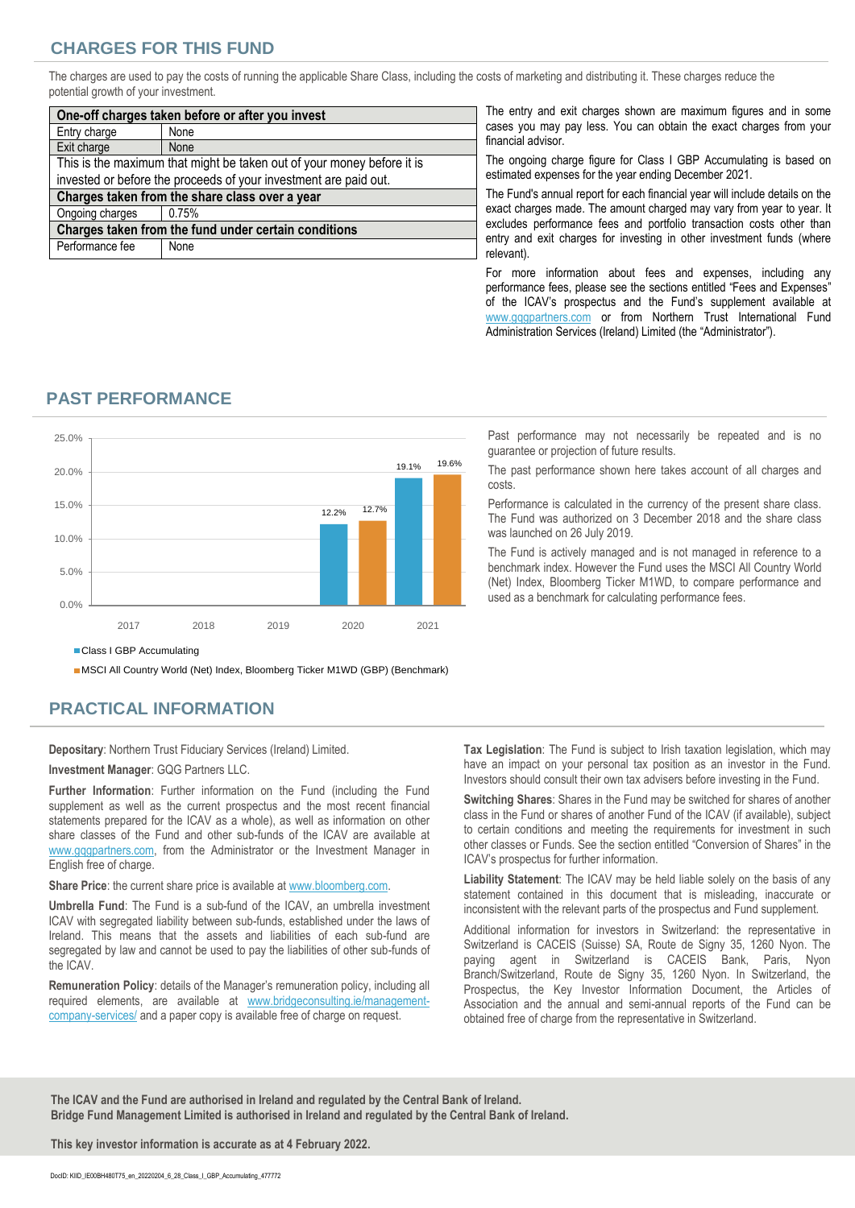## CHARGES FOR THIS FUND

The charges are used to pay the costs of running the applicable Share Class, including the costs of marketing and distributing it. These charges reduce the potential growth of your investment.

| One-off charges taken before or after you invest | |
|---|---|
| Entry charge | None |
| Exit charge | None |
| This is the maximum that might be taken out of your money before it is invested or before the proceeds of your investment are paid out. | |
| **Charges taken from the share class over a year** | |
| Ongoing charges | 0.75% |
| **Charges taken from the fund under certain conditions** | |
| Performance fee | None |

The entry and exit charges shown are maximum figures and in some cases you may pay less. You can obtain the exact charges from your financial advisor.

The ongoing charge figure for Class I GBP Accumulating is based on estimated expenses for the year ending December 2021.

The Fund's annual report for each financial year will include details on the exact charges made. The amount charged may vary from year to year. It excludes performance fees and portfolio transaction costs other than entry and exit charges for investing in other investment funds (where relevant).

For more information about fees and expenses, including any performance fees, please see the sections entitled "Fees and Expenses" of the ICAV's prospectus and the Fund's supplement available at www.gqgpartners.com or from Northern Trust International Fund Administration Services (Ireland) Limited (the "Administrator").

## PAST PERFORMANCE

25.0%
20.0%
15.0%
10.0%
5.0%
0.0%

2017 2018 2019 2020 2021

12.2% 12.7% 19.1% 19.6%

Class I GBP Accumulating

MSCI All Country World (Net) Index, Bloomberg Ticker M1WD (GBP) (Benchmark)

Past performance may not necessarily be repeated and is no guarantee or projection of future results.

The past performance shown here takes account of all charges and costs.

Performance is calculated in the currency of the present share class. The Fund was authorized on 3 December 2018 and the share class was launched on 26 July 2019.

The Fund is actively managed and is not managed in reference to a benchmark index. However the Fund uses the MSCI All Country World (Net) Index, Bloomberg Ticker M1WD, to compare performance and used as a benchmark for calculating performance fees.

## PRACTICAL INFORMATION

**Depositary**: Northern Trust Fiduciary Services (Ireland) Limited.

**Investment Manager**: GQG Partners LLC.

**Further Information**: Further information on the Fund (including the Fund supplement as well as the current prospectus and the most recent financial statements prepared for the ICAV as a whole), as well as information on other share classes of the Fund and other sub-funds of the ICAV are available at www.gqgpartners.com, from the Administrator or the Investment Manager in English free of charge.

**Share Price**: the current share price is available at www.bloomberg.com.

**Umbrella Fund**: The Fund is a sub-fund of the ICAV, an umbrella investment ICAV with segregated liability between sub-funds, established under the laws of Ireland. This means that the assets and liabilities of each sub-fund are segregated by law and cannot be used to pay the liabilities of other sub-funds of the ICAV.

**Remuneration Policy**: details of the Manager's remuneration policy, including all required elements, are available at www.bridgeconsulting.ie/management-company-services/ and a paper copy is available free of charge on request.

**Tax Legislation**: The Fund is subject to Irish taxation legislation, which may have an impact on your personal tax position as an investor in the Fund. Investors should consult their own tax advisers before investing in the Fund.

**Switching Shares**: Shares in the Fund may be switched for shares of another class in the Fund or shares of another Fund of the ICAV (if available), subject to certain conditions and meeting the requirements for investment in such other classes or Funds. See the section entitled "Conversion of Shares" in the ICAV's prospectus for further information.

**Liability Statement**: The ICAV may be held liable solely on the basis of any statement contained in this document that is misleading, inaccurate or inconsistent with the relevant parts of the prospectus and Fund supplement.

Additional information for investors in Switzerland: the representative in Switzerland is CACEIS (Suisse) SA, Route de Signy 35, 1260 Nyon. The paying agent in Switzerland is CACEIS Bank, Paris, Nyon Branch/Switzerland, Route de Signy 35, 1260 Nyon. In Switzerland, the Prospectus, the Key Investor Information Document, the Articles of Association and the annual and semi-annual reports of the Fund can be obtained free of charge from the representative in Switzerland.

**The ICAV and the Fund are authorised in Ireland and regulated by the Central Bank of Ireland.**
**Bridge Fund Management Limited is authorised in Ireland and regulated by the Central Bank of Ireland.**

**This key investor information is accurate as at 4 February 2022.**

DocID: KIID_IE00BH480T75_en_20220204_6_28_Class_I_GBP_Accumulating_477772